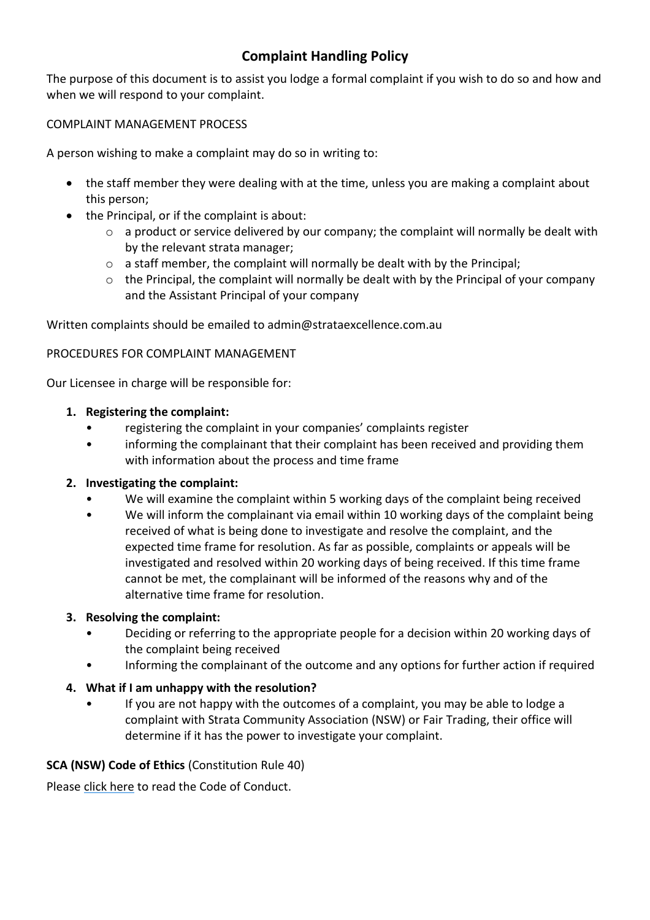# Complaint Handling Policy

The purpose of this document is to assist you lodge a formal complaint if you wish to do so and how and when we will respond to your complaint.

COMPLAINT MANAGEMENT PROCESS

A person wishing to make a complaint may do so in writing to:

- the staff member they were dealing with at the time, unless you are making a complaint about this person;
- the Principal, or if the complaint is about:
  - a product or service delivered by our company; the complaint will normally be dealt with by the relevant strata manager;
  - a staff member, the complaint will normally be dealt with by the Principal;
  - the Principal, the complaint will normally be dealt with by the Principal of your company and the Assistant Principal of your company

Written complaints should be emailed to admin@strataexcellence.com.au

PROCEDURES FOR COMPLAINT MANAGEMENT

Our Licensee in charge will be responsible for:

1. **Registering the complaint:**
   - registering the complaint in your companies' complaints register
   - informing the complainant that their complaint has been received and providing them with information about the process and time frame
2. **Investigating the complaint:**
   - We will examine the complaint within 5 working days of the complaint being received
   - We will inform the complainant via email within 10 working days of the complaint being received of what is being done to investigate and resolve the complaint, and the expected time frame for resolution. As far as possible, complaints or appeals will be investigated and resolved within 20 working days of being received. If this time frame cannot be met, the complainant will be informed of the reasons why and of the alternative time frame for resolution.
3. **Resolving the complaint:**
   - Deciding or referring to the appropriate people for a decision within 20 working days of the complaint being received
   - Informing the complainant of the outcome and any options for further action if required
4. **What if I am unhappy with the resolution?**
   - If you are not happy with the outcomes of a complaint, you may be able to lodge a complaint with Strata Community Association (NSW) or Fair Trading, their office will determine if it has the power to investigate your complaint.

**SCA (NSW) Code of Ethics** (Constitution Rule 40)

Please click here to read the Code of Conduct.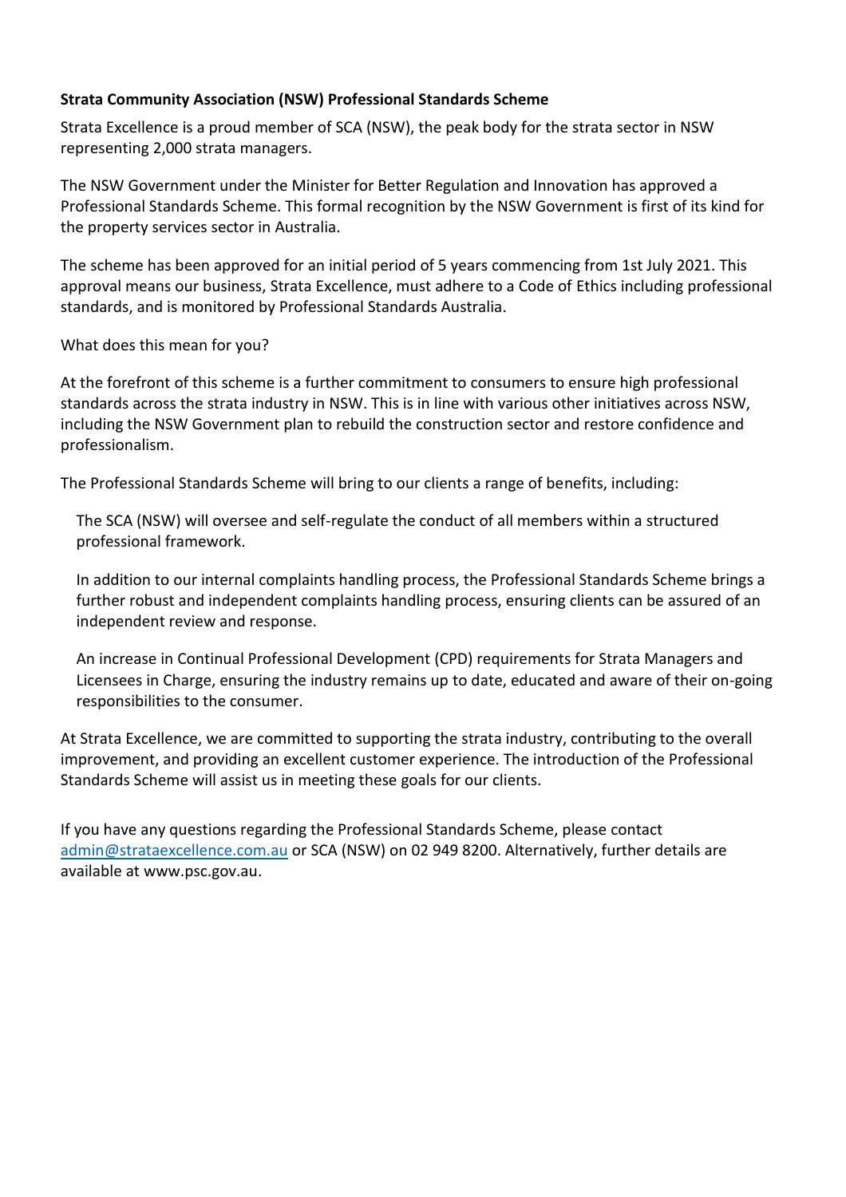**Strata Community Association (NSW) Professional Standards Scheme**

Strata Excellence is a proud member of SCA (NSW), the peak body for the strata sector in NSW representing 2,000 strata managers.

The NSW Government under the Minister for Better Regulation and Innovation has approved a Professional Standards Scheme. This formal recognition by the NSW Government is first of its kind for the property services sector in Australia.

The scheme has been approved for an initial period of 5 years commencing from 1st July 2021. This approval means our business, Strata Excellence, must adhere to a Code of Ethics including professional standards, and is monitored by Professional Standards Australia.

What does this mean for you?

At the forefront of this scheme is a further commitment to consumers to ensure high professional standards across the strata industry in NSW. This is in line with various other initiatives across NSW, including the NSW Government plan to rebuild the construction sector and restore confidence and professionalism.

The Professional Standards Scheme will bring to our clients a range of benefits, including:

- The SCA (NSW) will oversee and self-regulate the conduct of all members within a structured professional framework.
- In addition to our internal complaints handling process, the Professional Standards Scheme brings a further robust and independent complaints handling process, ensuring clients can be assured of an independent review and response.
- An increase in Continual Professional Development (CPD) requirements for Strata Managers and Licensees in Charge, ensuring the industry remains up to date, educated and aware of their on-going responsibilities to the consumer.

At Strata Excellence, we are committed to supporting the strata industry, contributing to the overall improvement, and providing an excellent customer experience. The introduction of the Professional Standards Scheme will assist us in meeting these goals for our clients.

If you have any questions regarding the Professional Standards Scheme, please contact admin@strataexcellence.com.au or SCA (NSW) on 02 949 8200. Alternatively, further details are available at www.psc.gov.au.